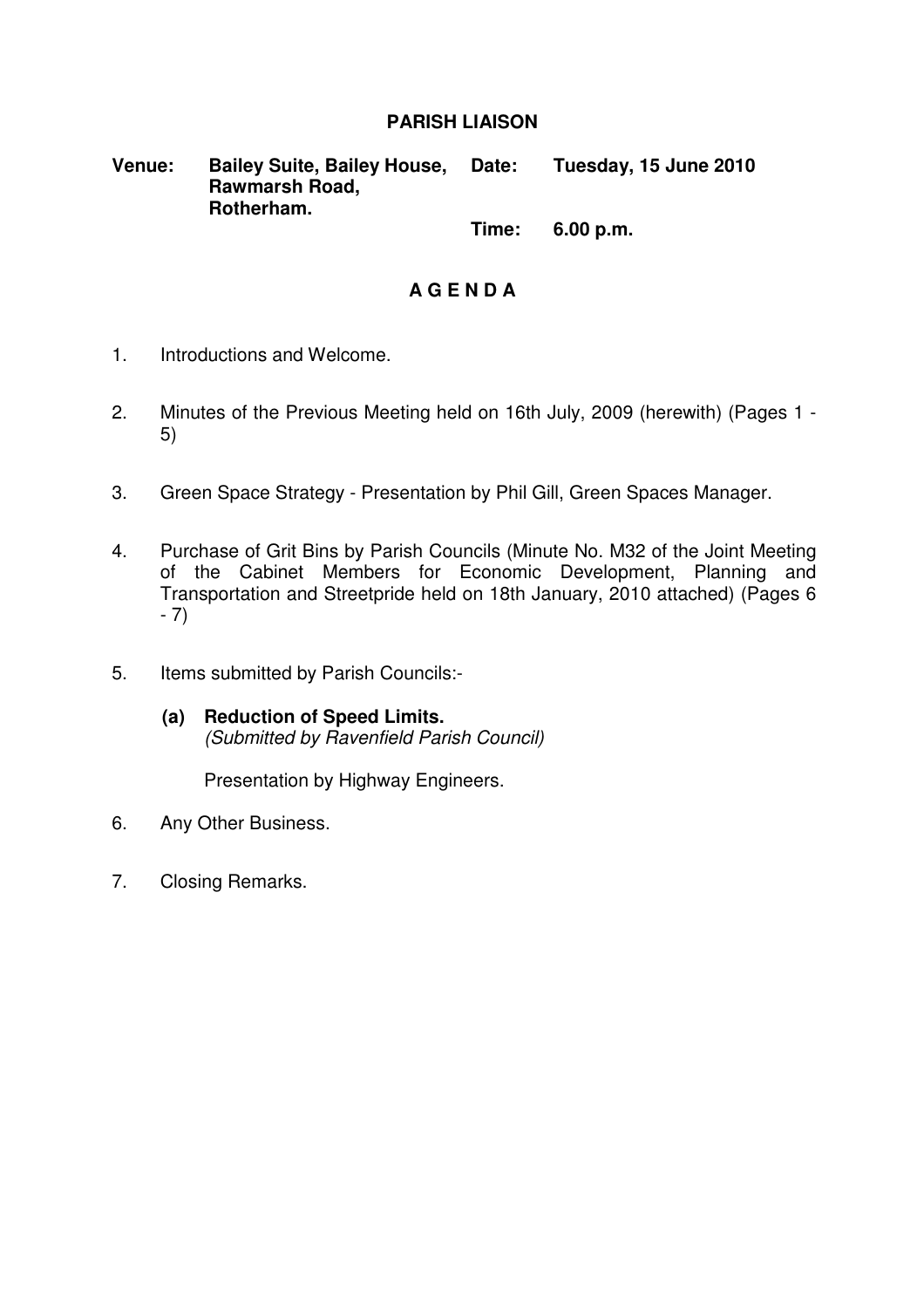# PARISH LIAISON

**Venue:** **Bailey Suite, Bailey House, Rawmarsh Road, Rotherham.**

**Date:** **Tuesday, 15 June 2010**

**Time:** **6.00 p.m.**

## A G E N D A

1. Introductions and Welcome.

2. Minutes of the Previous Meeting held on 16th July, 2009 (herewith) (Pages 1 - 5)

3. Green Space Strategy - Presentation by Phil Gill, Green Spaces Manager.

4. Purchase of Grit Bins by Parish Councils (Minute No. M32 of the Joint Meeting of the Cabinet Members for Economic Development, Planning and Transportation and Streetpride held on 18th January, 2010 attached) (Pages 6 - 7)

5. Items submitted by Parish Councils:-

   **(a) Reduction of Speed Limits.**
   *(Submitted by Ravenfield Parish Council)*

   Presentation by Highway Engineers.

6. Any Other Business.

7. Closing Remarks.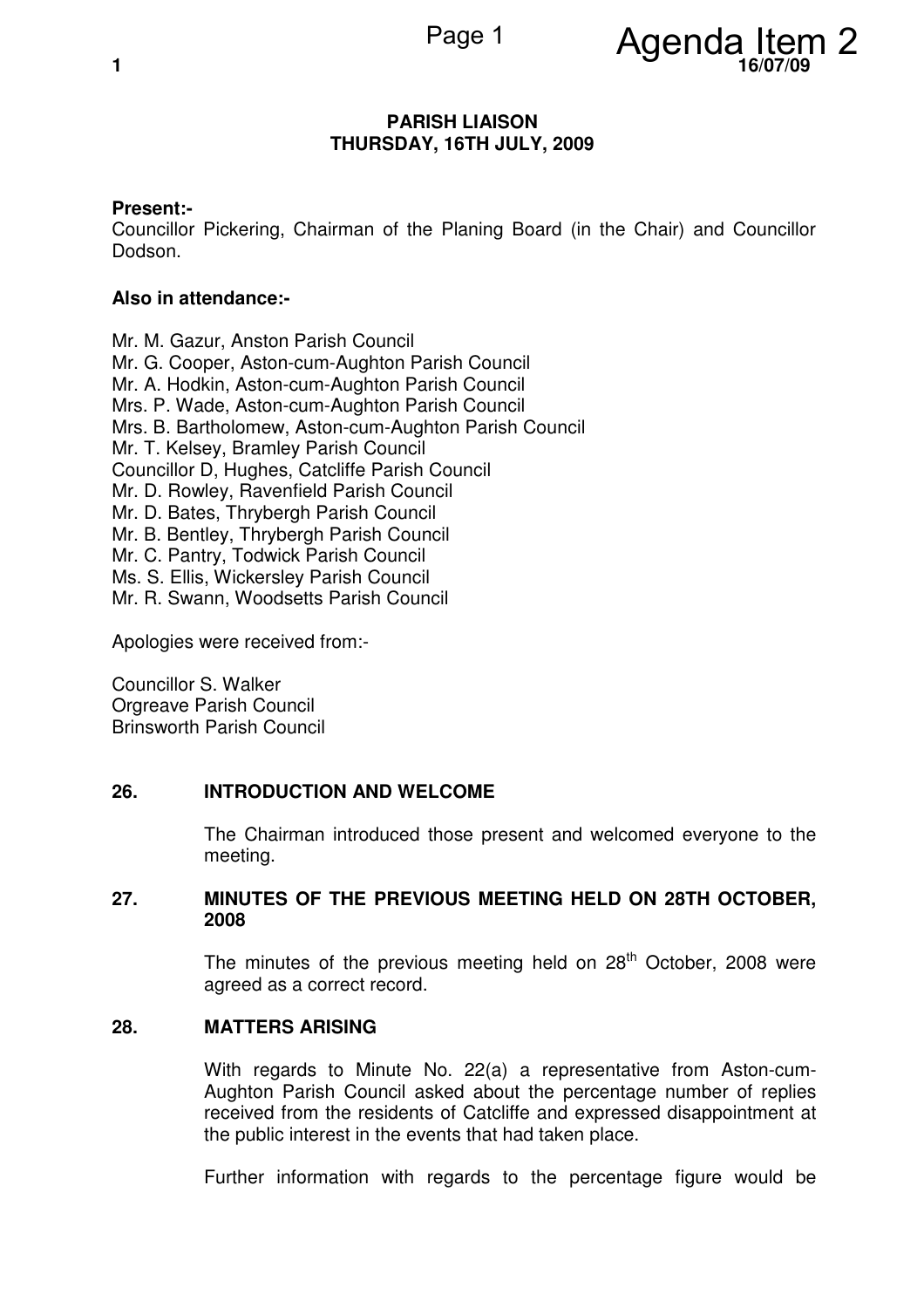## PARISH LIAISON
## THURSDAY, 16TH JULY, 2009

**Present:-**
Councillor Pickering, Chairman of the Planing Board (in the Chair) and Councillor Dodson.

**Also in attendance:-**

Mr. M. Gazur, Anston Parish Council
Mr. G. Cooper, Aston-cum-Aughton Parish Council
Mr. A. Hodkin, Aston-cum-Aughton Parish Council
Mrs. P. Wade, Aston-cum-Aughton Parish Council
Mrs. B. Bartholomew, Aston-cum-Aughton Parish Council
Mr. T. Kelsey, Bramley Parish Council
Councillor D, Hughes, Catcliffe Parish Council
Mr. D. Rowley, Ravenfield Parish Council
Mr. D. Bates, Thrybergh Parish Council
Mr. B. Bentley, Thrybergh Parish Council
Mr. C. Pantry, Todwick Parish Council
Ms. S. Ellis, Wickersley Parish Council
Mr. R. Swann, Woodsetts Parish Council

Apologies were received from:-

Councillor S. Walker
Orgreave Parish Council
Brinsworth Parish Council

### 26. INTRODUCTION AND WELCOME

The Chairman introduced those present and welcomed everyone to the meeting.

### 27. MINUTES OF THE PREVIOUS MEETING HELD ON 28TH OCTOBER, 2008

The minutes of the previous meeting held on 28th October, 2008 were agreed as a correct record.

### 28. MATTERS ARISING

With regards to Minute No. 22(a) a representative from Aston-cum-Aughton Parish Council asked about the percentage number of replies received from the residents of Catcliffe and expressed disappointment at the public interest in the events that had taken place.

Further information with regards to the percentage figure would be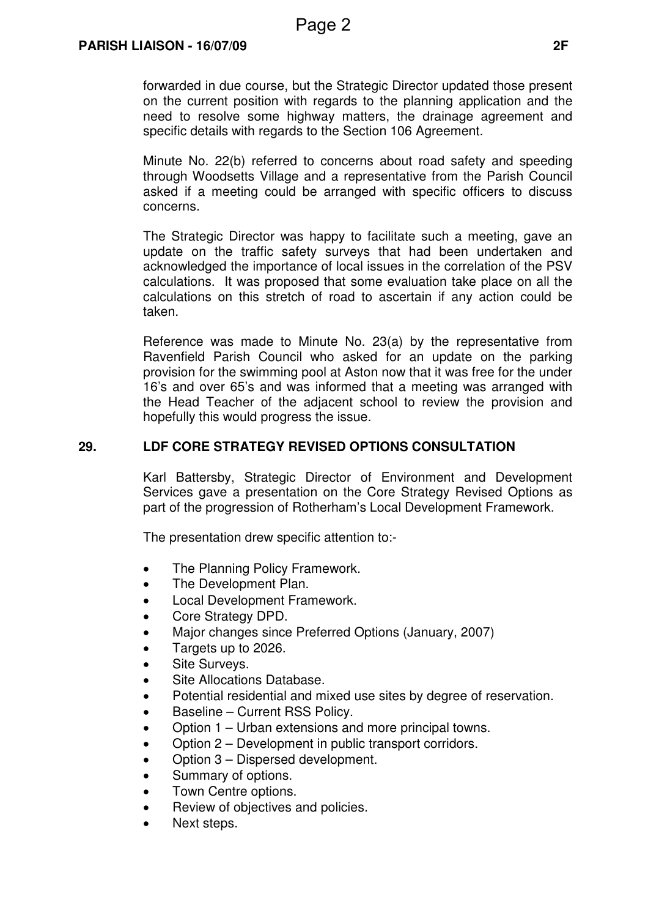forwarded in due course, but the Strategic Director updated those present on the current position with regards to the planning application and the need to resolve some highway matters, the drainage agreement and specific details with regards to the Section 106 Agreement.

Minute No. 22(b) referred to concerns about road safety and speeding through Woodsetts Village and a representative from the Parish Council asked if a meeting could be arranged with specific officers to discuss concerns.

The Strategic Director was happy to facilitate such a meeting, gave an update on the traffic safety surveys that had been undertaken and acknowledged the importance of local issues in the correlation of the PSV calculations. It was proposed that some evaluation take place on all the calculations on this stretch of road to ascertain if any action could be taken.

Reference was made to Minute No. 23(a) by the representative from Ravenfield Parish Council who asked for an update on the parking provision for the swimming pool at Aston now that it was free for the under 16's and over 65's and was informed that a meeting was arranged with the Head Teacher of the adjacent school to review the provision and hopefully this would progress the issue.

## 29. LDF CORE STRATEGY REVISED OPTIONS CONSULTATION

Karl Battersby, Strategic Director of Environment and Development Services gave a presentation on the Core Strategy Revised Options as part of the progression of Rotherham's Local Development Framework.

The presentation drew specific attention to:-

- The Planning Policy Framework.
- The Development Plan.
- Local Development Framework.
- Core Strategy DPD.
- Major changes since Preferred Options (January, 2007)
- Targets up to 2026.
- Site Surveys.
- Site Allocations Database.
- Potential residential and mixed use sites by degree of reservation.
- Baseline – Current RSS Policy.
- Option 1 – Urban extensions and more principal towns.
- Option 2 – Development in public transport corridors.
- Option 3 – Dispersed development.
- Summary of options.
- Town Centre options.
- Review of objectives and policies.
- Next steps.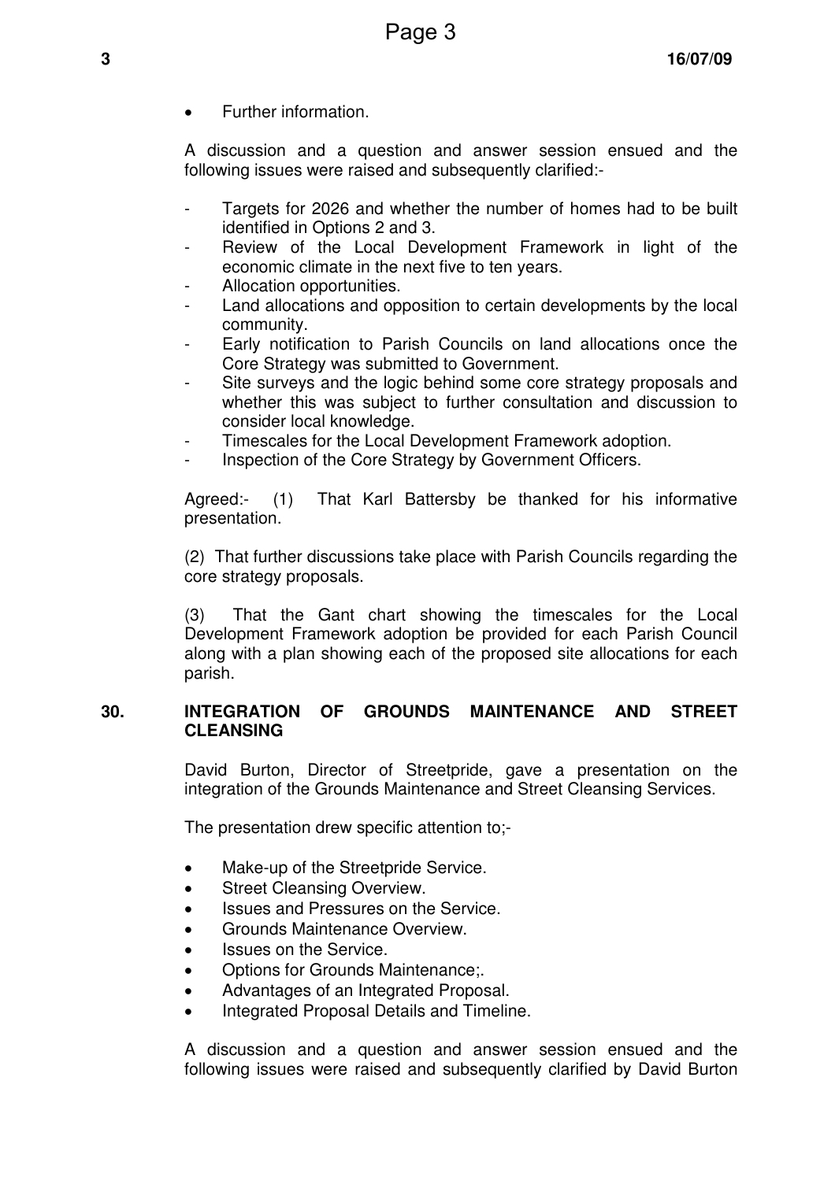- Further information.

A discussion and a question and answer session ensued and the following issues were raised and subsequently clarified:-

- Targets for 2026 and whether the number of homes had to be built identified in Options 2 and 3.
- Review of the Local Development Framework in light of the economic climate in the next five to ten years.
- Allocation opportunities.
- Land allocations and opposition to certain developments by the local community.
- Early notification to Parish Councils on land allocations once the Core Strategy was submitted to Government.
- Site surveys and the logic behind some core strategy proposals and whether this was subject to further consultation and discussion to consider local knowledge.
- Timescales for the Local Development Framework adoption.
- Inspection of the Core Strategy by Government Officers.

Agreed:- (1) That Karl Battersby be thanked for his informative presentation.

(2) That further discussions take place with Parish Councils regarding the core strategy proposals.

(3) That the Gant chart showing the timescales for the Local Development Framework adoption be provided for each Parish Council along with a plan showing each of the proposed site allocations for each parish.

## 30. INTEGRATION OF GROUNDS MAINTENANCE AND STREET CLEANSING

David Burton, Director of Streetpride, gave a presentation on the integration of the Grounds Maintenance and Street Cleansing Services.

The presentation drew specific attention to;-

- Make-up of the Streetpride Service.
- Street Cleansing Overview.
- Issues and Pressures on the Service.
- Grounds Maintenance Overview.
- Issues on the Service.
- Options for Grounds Maintenance;.
- Advantages of an Integrated Proposal.
- Integrated Proposal Details and Timeline.

A discussion and a question and answer session ensued and the following issues were raised and subsequently clarified by David Burton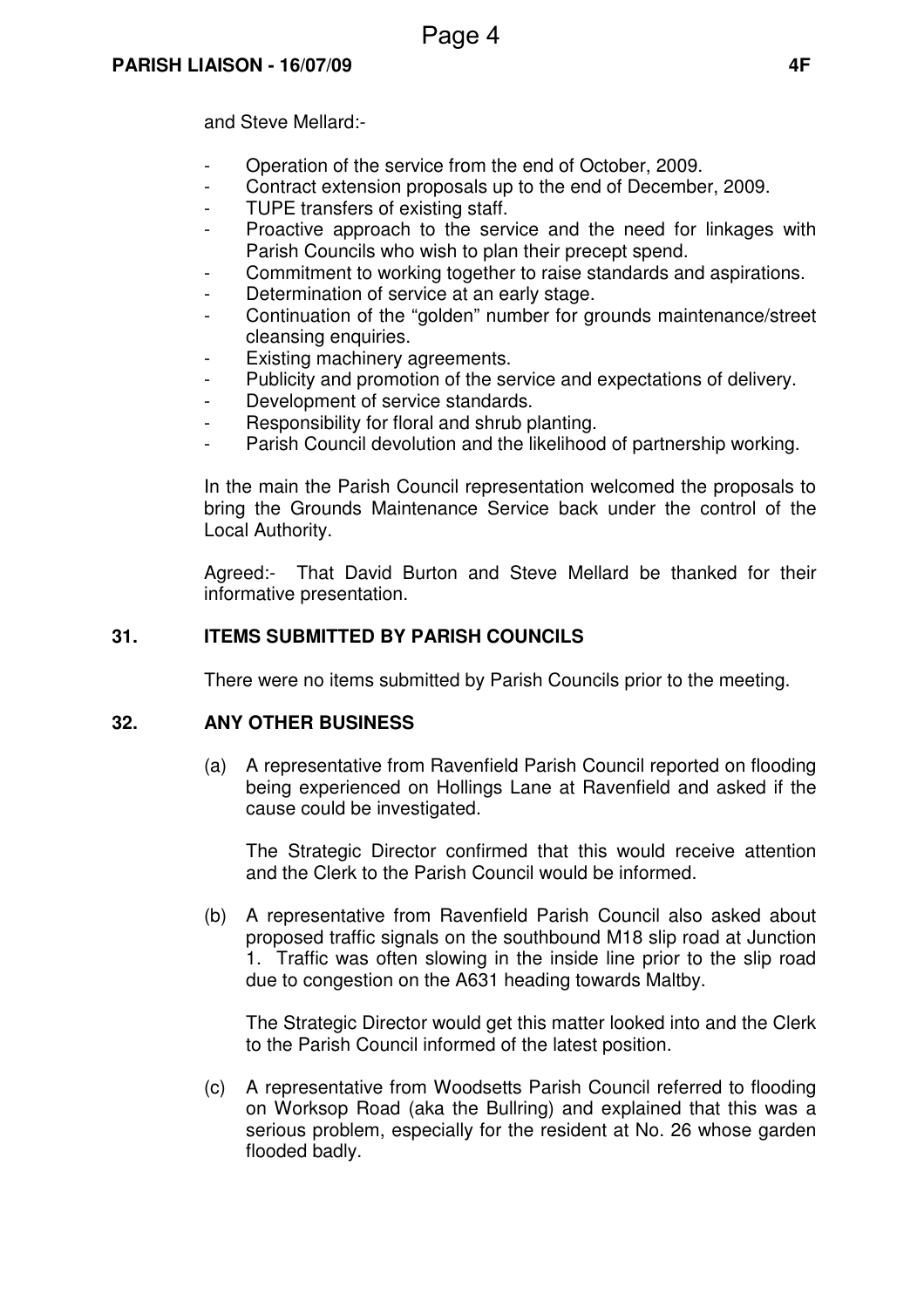and Steve Mellard:-

- Operation of the service from the end of October, 2009.
- Contract extension proposals up to the end of December, 2009.
- TUPE transfers of existing staff.
- Proactive approach to the service and the need for linkages with Parish Councils who wish to plan their precept spend.
- Commitment to working together to raise standards and aspirations.
- Determination of service at an early stage.
- Continuation of the "golden" number for grounds maintenance/street cleansing enquiries.
- Existing machinery agreements.
- Publicity and promotion of the service and expectations of delivery.
- Development of service standards.
- Responsibility for floral and shrub planting.
- Parish Council devolution and the likelihood of partnership working.

In the main the Parish Council representation welcomed the proposals to bring the Grounds Maintenance Service back under the control of the Local Authority.

Agreed:- That David Burton and Steve Mellard be thanked for their informative presentation.

## 31. ITEMS SUBMITTED BY PARISH COUNCILS

There were no items submitted by Parish Councils prior to the meeting.

## 32. ANY OTHER BUSINESS

(a) A representative from Ravenfield Parish Council reported on flooding being experienced on Hollings Lane at Ravenfield and asked if the cause could be investigated.

The Strategic Director confirmed that this would receive attention and the Clerk to the Parish Council would be informed.

(b) A representative from Ravenfield Parish Council also asked about proposed traffic signals on the southbound M18 slip road at Junction 1. Traffic was often slowing in the inside line prior to the slip road due to congestion on the A631 heading towards Maltby.

The Strategic Director would get this matter looked into and the Clerk to the Parish Council informed of the latest position.

(c) A representative from Woodsetts Parish Council referred to flooding on Worksop Road (aka the Bullring) and explained that this was a serious problem, especially for the resident at No. 26 whose garden flooded badly.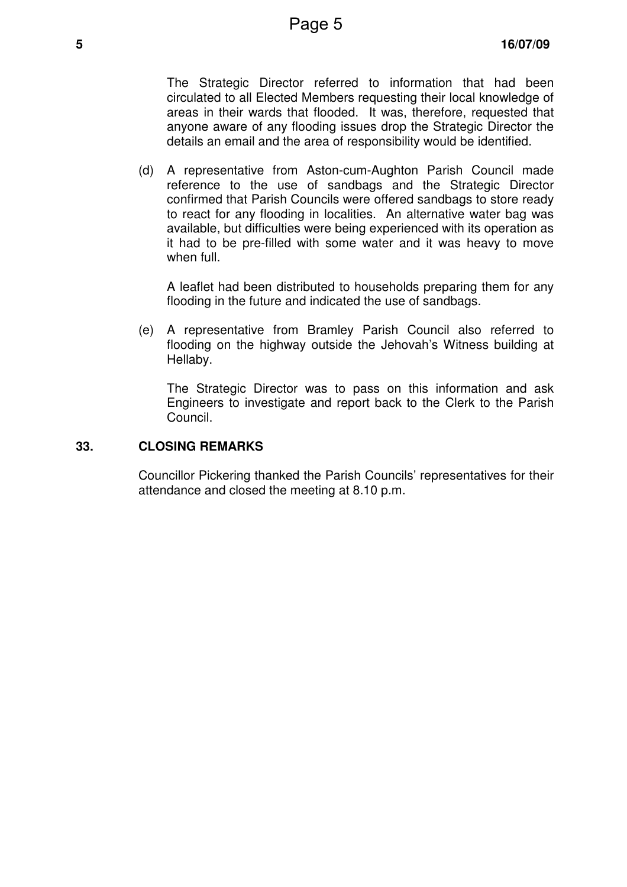The Strategic Director referred to information that had been circulated to all Elected Members requesting their local knowledge of areas in their wards that flooded. It was, therefore, requested that anyone aware of any flooding issues drop the Strategic Director the details an email and the area of responsibility would be identified.

(d) A representative from Aston-cum-Aughton Parish Council made reference to the use of sandbags and the Strategic Director confirmed that Parish Councils were offered sandbags to store ready to react for any flooding in localities. An alternative water bag was available, but difficulties were being experienced with its operation as it had to be pre-filled with some water and it was heavy to move when full.

A leaflet had been distributed to households preparing them for any flooding in the future and indicated the use of sandbags.

(e) A representative from Bramley Parish Council also referred to flooding on the highway outside the Jehovah's Witness building at Hellaby.

The Strategic Director was to pass on this information and ask Engineers to investigate and report back to the Clerk to the Parish Council.

## 33. CLOSING REMARKS

Councillor Pickering thanked the Parish Councils' representatives for their attendance and closed the meeting at 8.10 p.m.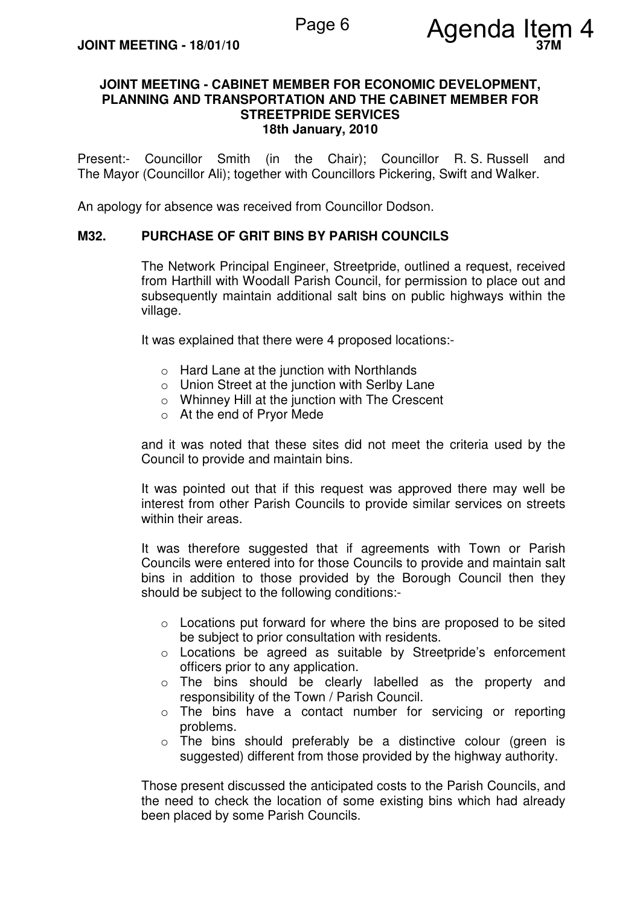# JOINT MEETING - CABINET MEMBER FOR ECONOMIC DEVELOPMENT, PLANNING AND TRANSPORTATION AND THE CABINET MEMBER FOR STREETPRIDE SERVICES
## 18th January, 2010

Present:- Councillor Smith (in the Chair); Councillor R. S. Russell and The Mayor (Councillor Ali); together with Councillors Pickering, Swift and Walker.

An apology for absence was received from Councillor Dodson.

### M32. PURCHASE OF GRIT BINS BY PARISH COUNCILS

The Network Principal Engineer, Streetpride, outlined a request, received from Harthill with Woodall Parish Council, for permission to place out and subsequently maintain additional salt bins on public highways within the village.

It was explained that there were 4 proposed locations:-

- Hard Lane at the junction with Northlands
- Union Street at the junction with Serlby Lane
- Whinney Hill at the junction with The Crescent
- At the end of Pryor Mede

and it was noted that these sites did not meet the criteria used by the Council to provide and maintain bins.

It was pointed out that if this request was approved there may well be interest from other Parish Councils to provide similar services on streets within their areas.

It was therefore suggested that if agreements with Town or Parish Councils were entered into for those Councils to provide and maintain salt bins in addition to those provided by the Borough Council then they should be subject to the following conditions:-

- Locations put forward for where the bins are proposed to be sited be subject to prior consultation with residents.
- Locations be agreed as suitable by Streetpride's enforcement officers prior to any application.
- The bins should be clearly labelled as the property and responsibility of the Town / Parish Council.
- The bins have a contact number for servicing or reporting problems.
- The bins should preferably be a distinctive colour (green is suggested) different from those provided by the highway authority.

Those present discussed the anticipated costs to the Parish Councils, and the need to check the location of some existing bins which had already been placed by some Parish Councils.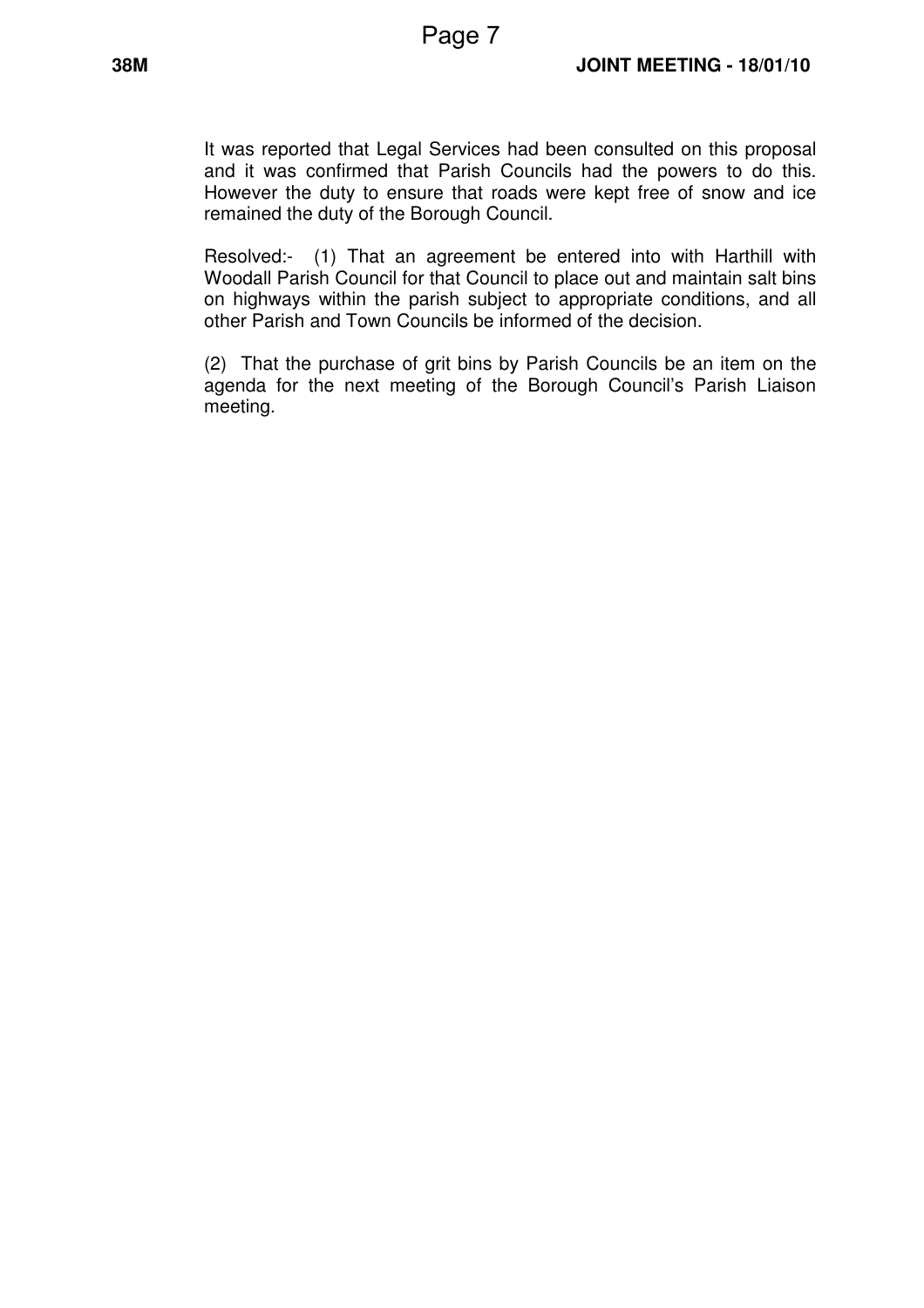It was reported that Legal Services had been consulted on this proposal and it was confirmed that Parish Councils had the powers to do this. However the duty to ensure that roads were kept free of snow and ice remained the duty of the Borough Council.

Resolved:- (1) That an agreement be entered into with Harthill with Woodall Parish Council for that Council to place out and maintain salt bins on highways within the parish subject to appropriate conditions, and all other Parish and Town Councils be informed of the decision.

(2) That the purchase of grit bins by Parish Councils be an item on the agenda for the next meeting of the Borough Council's Parish Liaison meeting.